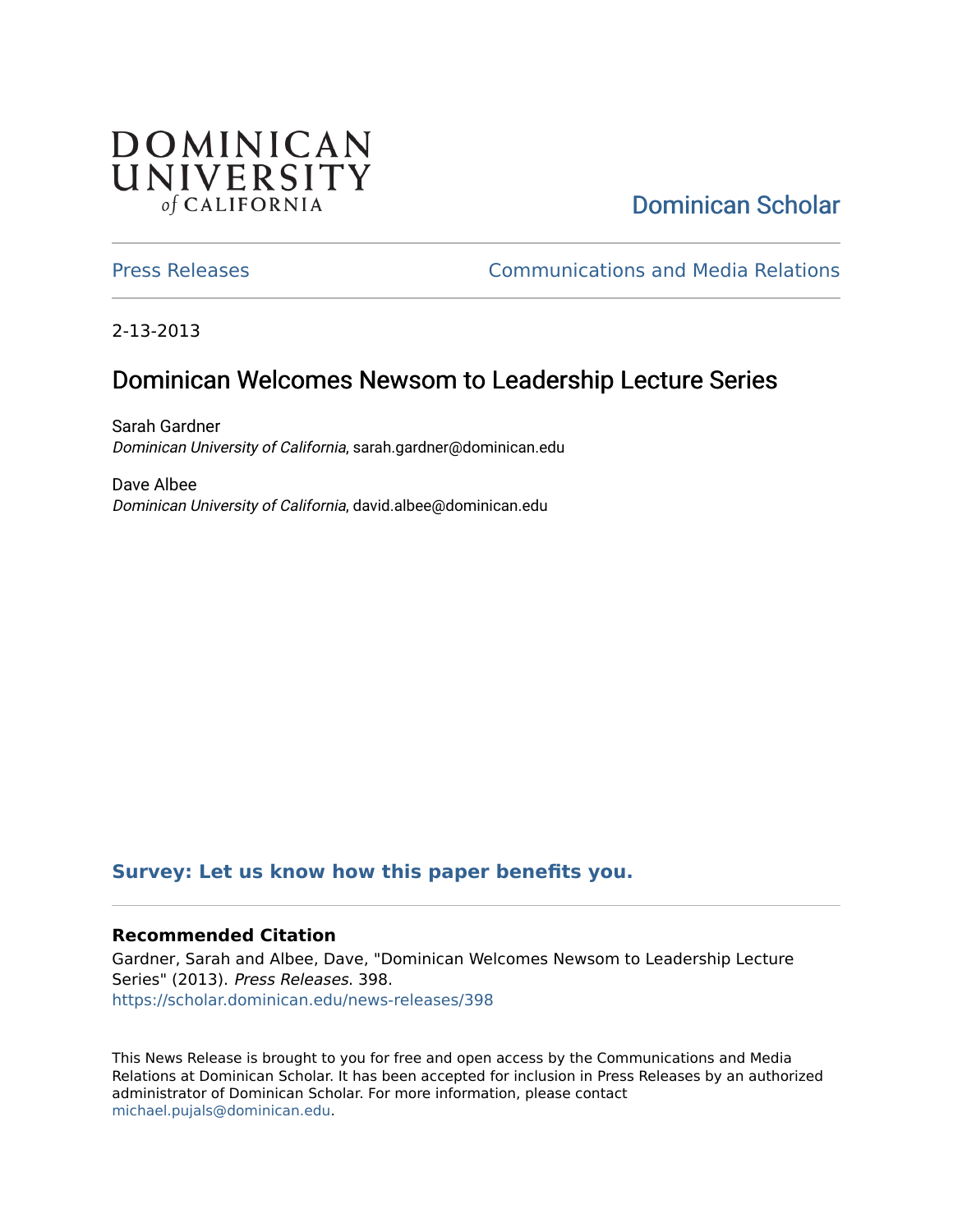DOMINICAN UNIVERSITY *of* CALIFORNIA

Dominican Scholar

Press Releases | Communications and Media Relations

2-13-2013

# Dominican Welcomes Newsom to Leadership Lecture Series

Sarah Gardner
*Dominican University of California*, sarah.gardner@dominican.edu

Dave Albee
*Dominican University of California*, david.albee@dominican.edu

**Survey: Let us know how this paper benefits you.**

### Recommended Citation

Gardner, Sarah and Albee, Dave, "Dominican Welcomes Newsom to Leadership Lecture Series" (2013). *Press Releases*. 398.
https://scholar.dominican.edu/news-releases/398

This News Release is brought to you for free and open access by the Communications and Media Relations at Dominican Scholar. It has been accepted for inclusion in Press Releases by an authorized administrator of Dominican Scholar. For more information, please contact michael.pujals@dominican.edu.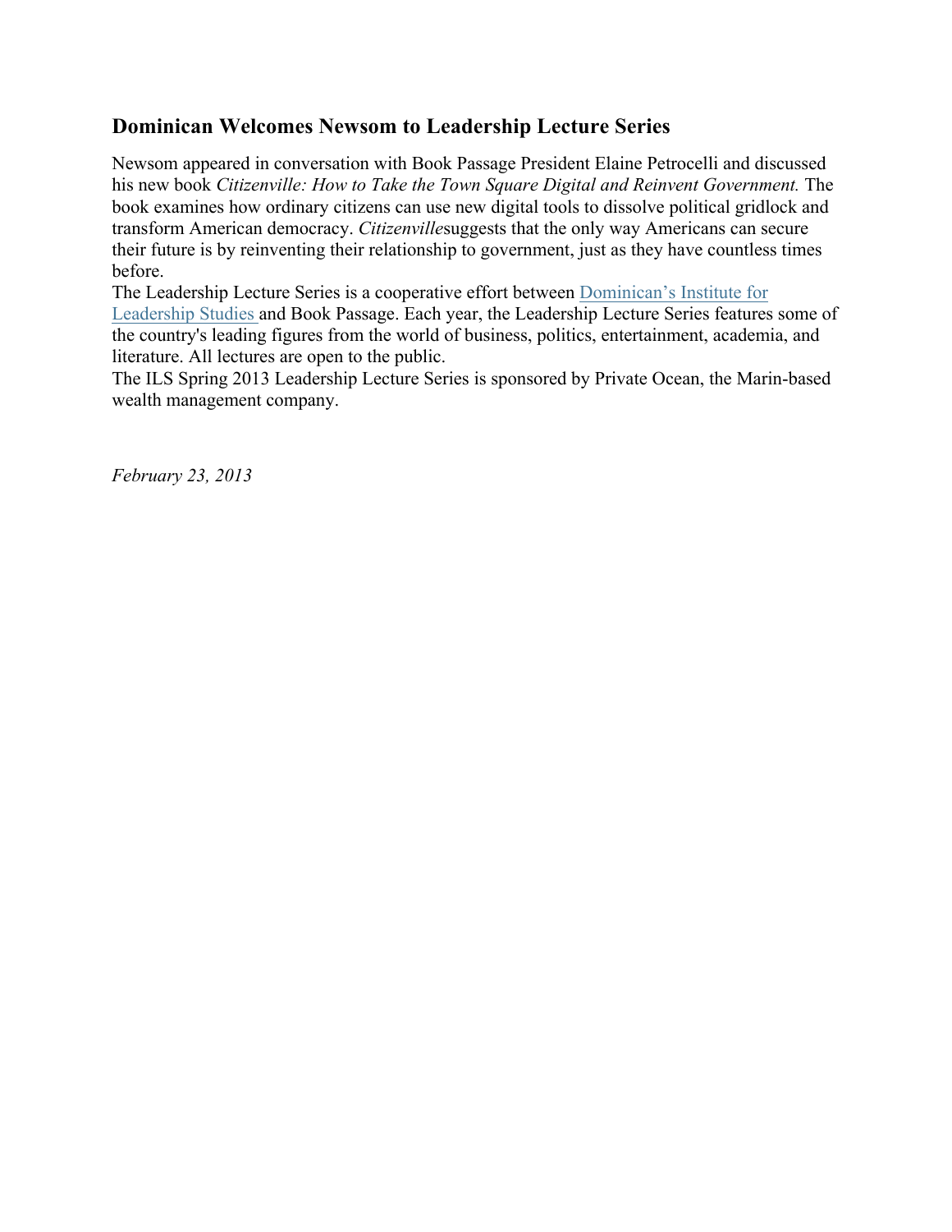## Dominican Welcomes Newsom to Leadership Lecture Series

Newsom appeared in conversation with Book Passage President Elaine Petrocelli and discussed his new book *Citizenville: How to Take the Town Square Digital and Reinvent Government.* The book examines how ordinary citizens can use new digital tools to dissolve political gridlock and transform American democracy. *Citizenville*suggests that the only way Americans can secure their future is by reinventing their relationship to government, just as they have countless times before.

The Leadership Lecture Series is a cooperative effort between Dominican's Institute for Leadership Studies and Book Passage. Each year, the Leadership Lecture Series features some of the country's leading figures from the world of business, politics, entertainment, academia, and literature. All lectures are open to the public.

The ILS Spring 2013 Leadership Lecture Series is sponsored by Private Ocean, the Marin-based wealth management company.

*February 23, 2013*